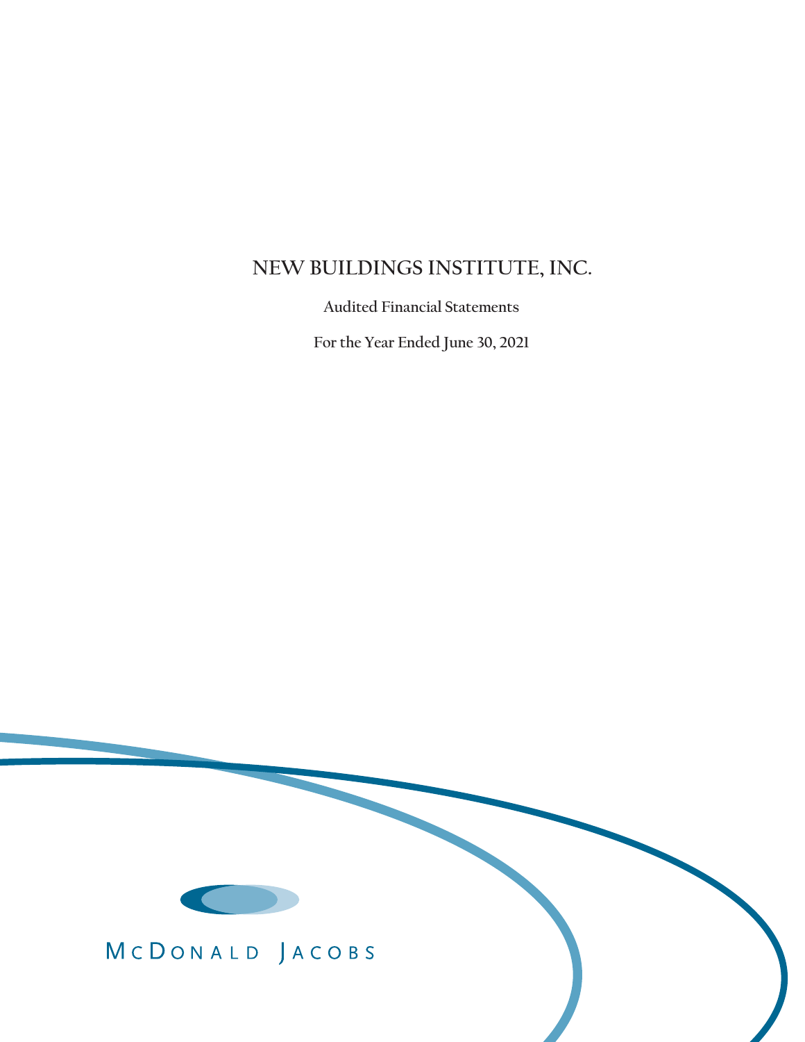# NEW BUILDINGS INSTITUTE, INC.

Audited Financial Statements

For the Year Ended June 30, 2021

McDonald Jacobs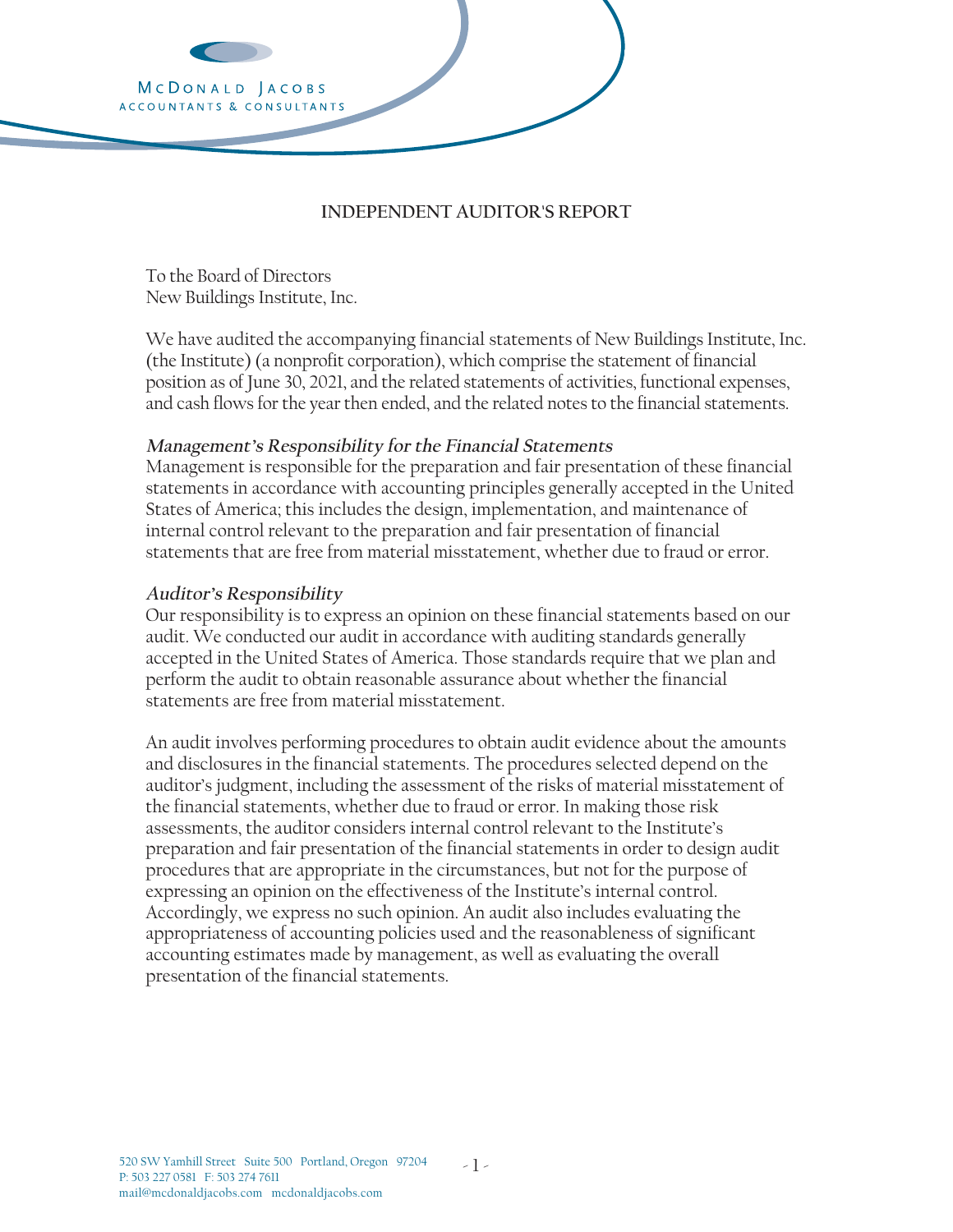McDonald Jacobs
ACCOUNTANTS & CONSULTANTS

## INDEPENDENT AUDITOR'S REPORT

To the Board of Directors
New Buildings Institute, Inc.

We have audited the accompanying financial statements of New Buildings Institute, Inc. (the Institute) (a nonprofit corporation), which comprise the statement of financial position as of June 30, 2021, and the related statements of activities, functional expenses, and cash flows for the year then ended, and the related notes to the financial statements.

***Management's Responsibility for the Financial Statements***

Management is responsible for the preparation and fair presentation of these financial statements in accordance with accounting principles generally accepted in the United States of America; this includes the design, implementation, and maintenance of internal control relevant to the preparation and fair presentation of financial statements that are free from material misstatement, whether due to fraud or error.

***Auditor's Responsibility***

Our responsibility is to express an opinion on these financial statements based on our audit. We conducted our audit in accordance with auditing standards generally accepted in the United States of America. Those standards require that we plan and perform the audit to obtain reasonable assurance about whether the financial statements are free from material misstatement.

An audit involves performing procedures to obtain audit evidence about the amounts and disclosures in the financial statements. The procedures selected depend on the auditor's judgment, including the assessment of the risks of material misstatement of the financial statements, whether due to fraud or error. In making those risk assessments, the auditor considers internal control relevant to the Institute's preparation and fair presentation of the financial statements in order to design audit procedures that are appropriate in the circumstances, but not for the purpose of expressing an opinion on the effectiveness of the Institute's internal control. Accordingly, we express no such opinion. An audit also includes evaluating the appropriateness of accounting policies used and the reasonableness of significant accounting estimates made by management, as well as evaluating the overall presentation of the financial statements.

520 SW Yamhill Street Suite 500 Portland, Oregon 97204
P: 503 227 0581 F: 503 274 7611
mail@mcdonaldjacobs.com mcdonaldjacobs.com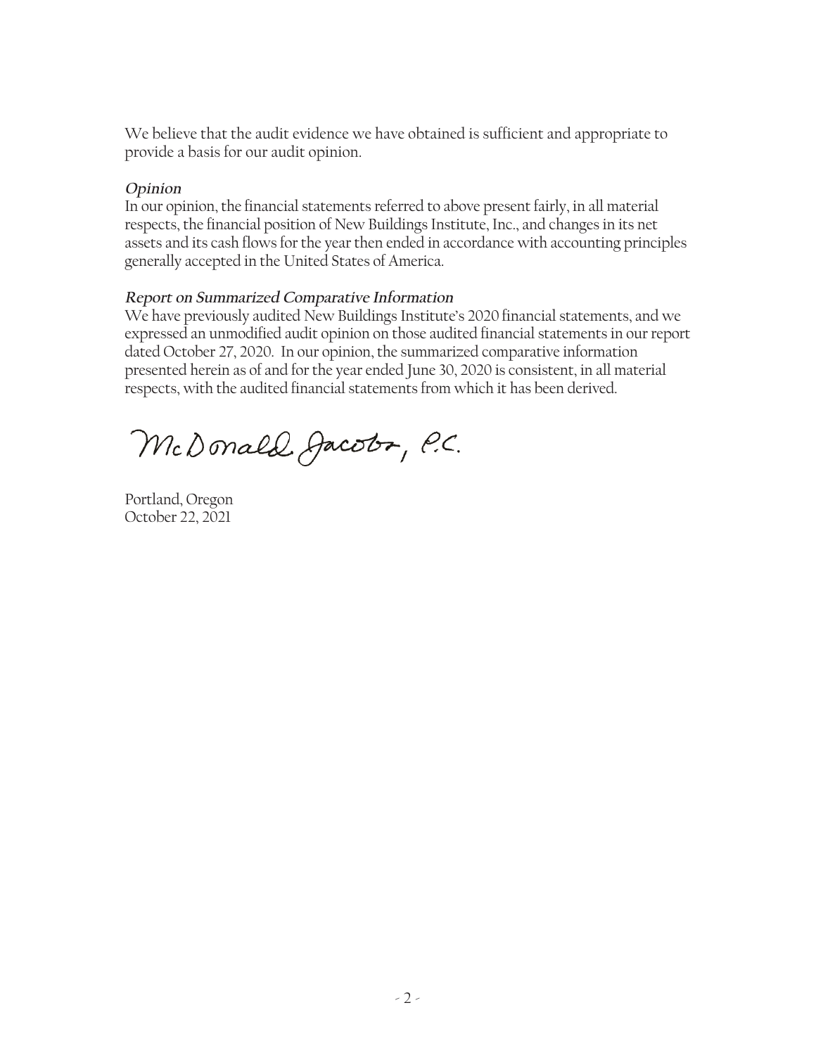We believe that the audit evidence we have obtained is sufficient and appropriate to provide a basis for our audit opinion.

***Opinion***

In our opinion, the financial statements referred to above present fairly, in all material respects, the financial position of New Buildings Institute, Inc., and changes in its net assets and its cash flows for the year then ended in accordance with accounting principles generally accepted in the United States of America.

***Report on Summarized Comparative Information***

We have previously audited New Buildings Institute's 2020 financial statements, and we expressed an unmodified audit opinion on those audited financial statements in our report dated October 27, 2020. In our opinion, the summarized comparative information presented herein as of and for the year ended June 30, 2020 is consistent, in all material respects, with the audited financial statements from which it has been derived.

McDonald Jacobs, P.C.

Portland, Oregon
October 22, 2021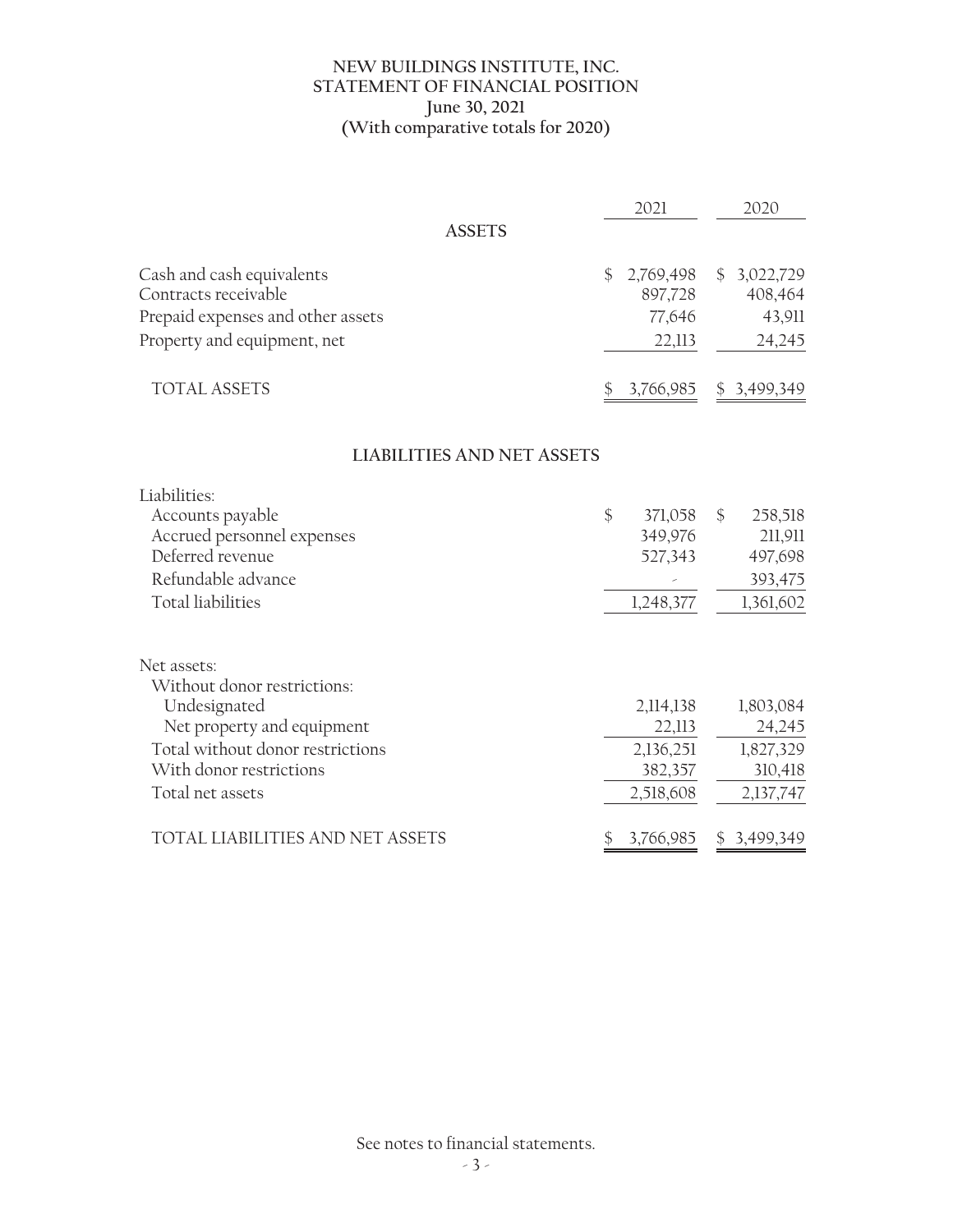# NEW BUILDINGS INSTITUTE, INC.
## STATEMENT OF FINANCIAL POSITION
### June 30, 2021
### (With comparative totals for 2020)

| | 2021 | 2020 |
|---|---|---|
| **ASSETS** | | |
| Cash and cash equivalents | $ 2,769,498 | $ 3,022,729 |
| Contracts receivable | 897,728 | 408,464 |
| Prepaid expenses and other assets | 77,646 | 43,911 |
| Property and equipment, net | 22,113 | 24,245 |
| TOTAL ASSETS | $ 3,766,985 | $ 3,499,349 |
| **LIABILITIES AND NET ASSETS** | | |
| Liabilities: | | |
| Accounts payable | $ 371,058 | $ 258,518 |
| Accrued personnel expenses | 349,976 | 211,911 |
| Deferred revenue | 527,343 | 497,698 |
| Refundable advance | - | 393,475 |
| Total liabilities | 1,248,377 | 1,361,602 |
| Net assets: | | |
| Without donor restrictions: | | |
| Undesignated | 2,114,138 | 1,803,084 |
| Net property and equipment | 22,113 | 24,245 |
| Total without donor restrictions | 2,136,251 | 1,827,329 |
| With donor restrictions | 382,357 | 310,418 |
| Total net assets | 2,518,608 | 2,137,747 |
| TOTAL LIABILITIES AND NET ASSETS | $ 3,766,985 | $ 3,499,349 |

See notes to financial statements.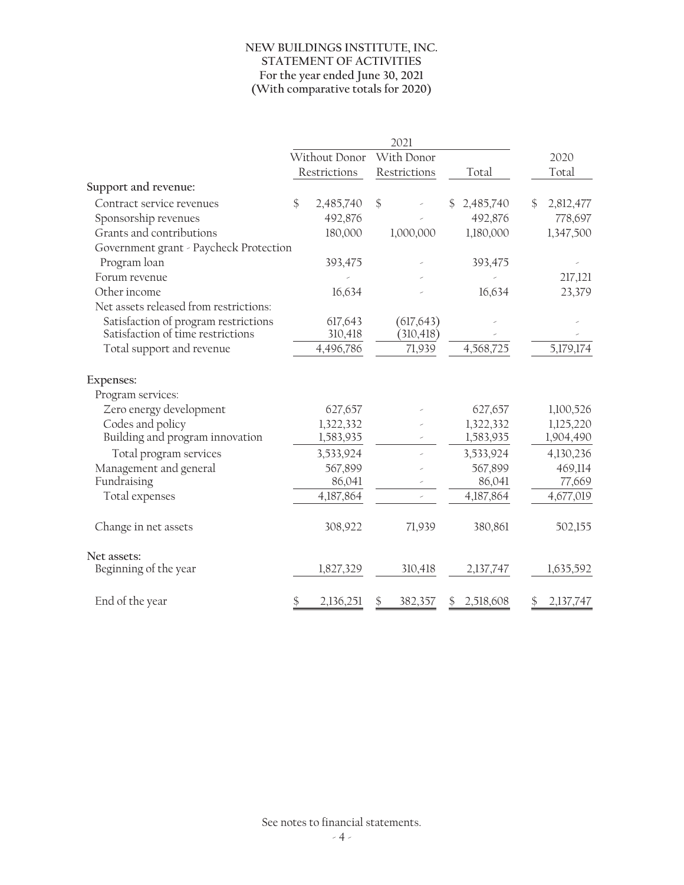# NEW BUILDINGS INSTITUTE, INC.
## STATEMENT OF ACTIVITIES
### For the year ended June 30, 2021
### (With comparative totals for 2020)

| | 2021 | | | |
|---|---|---|---|---|
| | Without Donor Restrictions | With Donor Restrictions | Total | 2020 Total |
| **Support and revenue:** | | | | |
| Contract service revenues | $ 2,485,740 | $ - | $ 2,485,740 | $ 2,812,477 |
| Sponsorship revenues | 492,876 | - | 492,876 | 778,697 |
| Grants and contributions | 180,000 | 1,000,000 | 1,180,000 | 1,347,500 |
| Government grant - Paycheck Protection Program loan | 393,475 | - | 393,475 | - |
| Forum revenue | - | - | - | 217,121 |
| Other income | 16,634 | - | 16,634 | 23,379 |
| Net assets released from restrictions: | | | | |
| Satisfaction of program restrictions | 617,643 | (617,643) | - | - |
| Satisfaction of time restrictions | 310,418 | (310,418) | - | - |
| Total support and revenue | 4,496,786 | 71,939 | 4,568,725 | 5,179,174 |
| **Expenses:** | | | | |
| Program services: | | | | |
| Zero energy development | 627,657 | - | 627,657 | 1,100,526 |
| Codes and policy | 1,322,332 | - | 1,322,332 | 1,125,220 |
| Building and program innovation | 1,583,935 | - | 1,583,935 | 1,904,490 |
| Total program services | 3,533,924 | - | 3,533,924 | 4,130,236 |
| Management and general | 567,899 | - | 567,899 | 469,114 |
| Fundraising | 86,041 | - | 86,041 | 77,669 |
| Total expenses | 4,187,864 | - | 4,187,864 | 4,677,019 |
| Change in net assets | 308,922 | 71,939 | 380,861 | 502,155 |
| **Net assets:** | | | | |
| Beginning of the year | 1,827,329 | 310,418 | 2,137,747 | 1,635,592 |
| End of the year | $ 2,136,251 | $ 382,357 | $ 2,518,608 | $ 2,137,747 |

See notes to financial statements.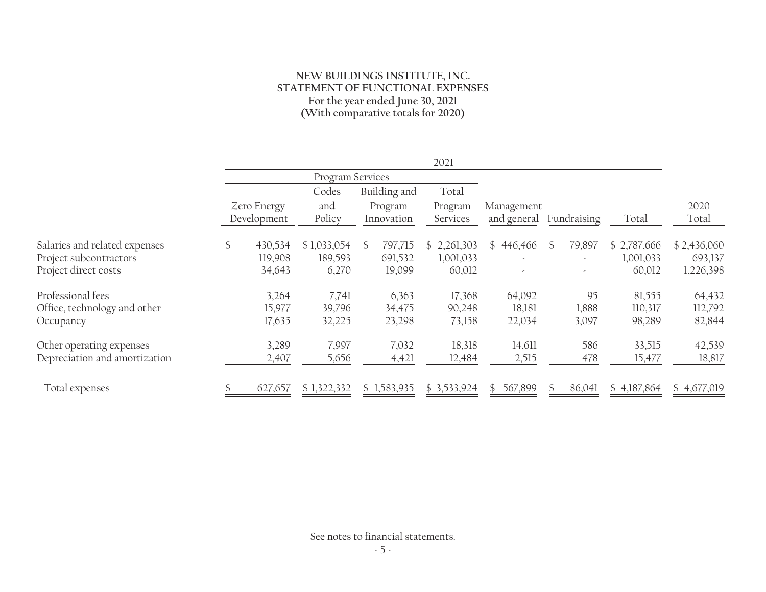**NEW BUILDINGS INSTITUTE, INC.**
**STATEMENT OF FUNCTIONAL EXPENSES**
**For the year ended June 30, 2021**
**(With comparative totals for 2020)**

| | 2021 | | | | | | | |
|---|---|---|---|---|---|---|---|---|
| | Program Services | | | | | | | |
| | Zero Energy Development | Codes and Policy | Building and Program Innovation | Total Program Services | Management and general | Fundraising | Total | 2020 Total |
| Salaries and related expenses | $ 430,534 | $ 1,033,054 | $ 797,715 | $ 2,261,303 | $ 446,466 | $ 79,897 | $ 2,787,666 | $ 2,436,060 |
| Project subcontractors | 119,908 | 189,593 | 691,532 | 1,001,033 | - | - | 1,001,033 | 693,137 |
| Project direct costs | 34,643 | 6,270 | 19,099 | 60,012 | - | - | 60,012 | 1,226,398 |
| Professional fees | 3,264 | 7,741 | 6,363 | 17,368 | 64,092 | 95 | 81,555 | 64,432 |
| Office, technology and other | 15,977 | 39,796 | 34,475 | 90,248 | 18,181 | 1,888 | 110,317 | 112,792 |
| Occupancy | 17,635 | 32,225 | 23,298 | 73,158 | 22,034 | 3,097 | 98,289 | 82,844 |
| Other operating expenses | 3,289 | 7,997 | 7,032 | 18,318 | 14,611 | 586 | 33,515 | 42,539 |
| Depreciation and amortization | 2,407 | 5,656 | 4,421 | 12,484 | 2,515 | 478 | 15,477 | 18,817 |
| Total expenses | $ 627,657 | $ 1,322,332 | $ 1,583,935 | $ 3,533,924 | $ 567,899 | $ 86,041 | $ 4,187,864 | $ 4,677,019 |

See notes to financial statements.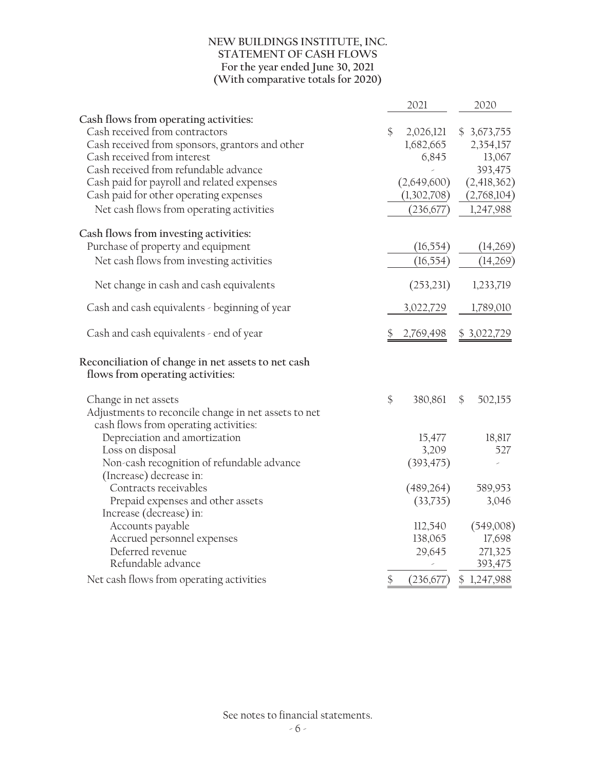# NEW BUILDINGS INSTITUTE, INC.
## STATEMENT OF CASH FLOWS
### For the year ended June 30, 2021
### (With comparative totals for 2020)

| | 2021 | 2020 |
|---|---|---|
| **Cash flows from operating activities:** | | |
| Cash received from contractors | $ 2,026,121 | $ 3,673,755 |
| Cash received from sponsors, grantors and other | 1,682,665 | 2,354,157 |
| Cash received from interest | 6,845 | 13,067 |
| Cash received from refundable advance | - | 393,475 |
| Cash paid for payroll and related expenses | (2,649,600) | (2,418,362) |
| Cash paid for other operating expenses | (1,302,708) | (2,768,104) |
| Net cash flows from operating activities | (236,677) | 1,247,988 |
| **Cash flows from investing activities:** | | |
| Purchase of property and equipment | (16,554) | (14,269) |
| Net cash flows from investing activities | (16,554) | (14,269) |
| Net change in cash and cash equivalents | (253,231) | 1,233,719 |
| Cash and cash equivalents - beginning of year | 3,022,729 | 1,789,010 |
| Cash and cash equivalents - end of year | $ 2,769,498 | $ 3,022,729 |
| **Reconciliation of change in net assets to net cash flows from operating activities:** | | |
| Change in net assets | $ 380,861 | $ 502,155 |
| Adjustments to reconcile change in net assets to net cash flows from operating activities: | | |
| Depreciation and amortization | 15,477 | 18,817 |
| Loss on disposal | 3,209 | 527 |
| Non-cash recognition of refundable advance | (393,475) | - |
| (Increase) decrease in: | | |
| Contracts receivables | (489,264) | 589,953 |
| Prepaid expenses and other assets | (33,735) | 3,046 |
| Increase (decrease) in: | | |
| Accounts payable | 112,540 | (549,008) |
| Accrued personnel expenses | 138,065 | 17,698 |
| Deferred revenue | 29,645 | 271,325 |
| Refundable advance | - | 393,475 |
| Net cash flows from operating activities | $ (236,677) | $ 1,247,988 |

See notes to financial statements.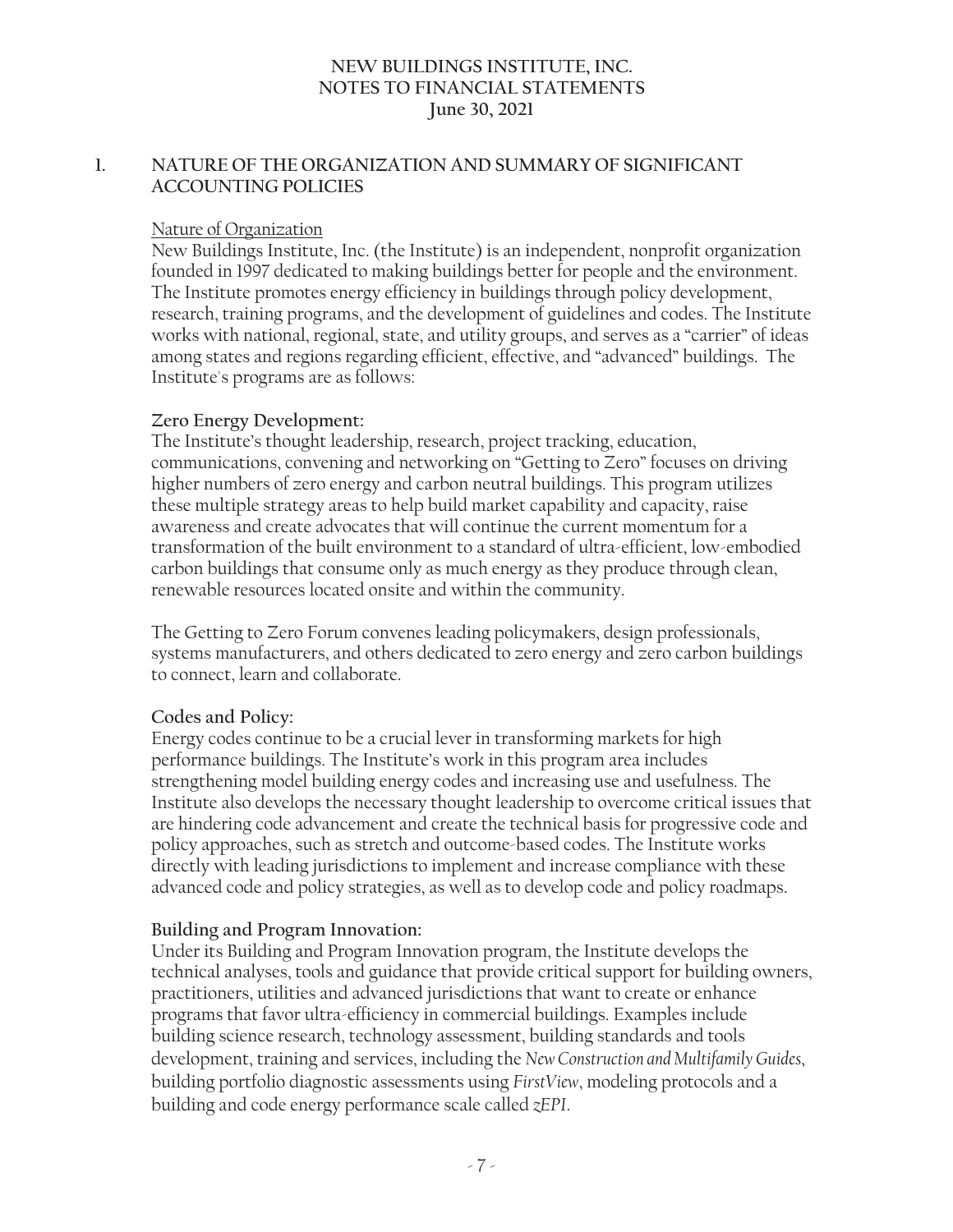# NEW BUILDINGS INSTITUTE, INC.
# NOTES TO FINANCIAL STATEMENTS
# June 30, 2021

## 1. NATURE OF THE ORGANIZATION AND SUMMARY OF SIGNIFICANT ACCOUNTING POLICIES

Nature of Organization

New Buildings Institute, Inc. (the Institute) is an independent, nonprofit organization founded in 1997 dedicated to making buildings better for people and the environment. The Institute promotes energy efficiency in buildings through policy development, research, training programs, and the development of guidelines and codes. The Institute works with national, regional, state, and utility groups, and serves as a "carrier" of ideas among states and regions regarding efficient, effective, and "advanced" buildings. The Institute's programs are as follows:

**Zero Energy Development:**

The Institute's thought leadership, research, project tracking, education, communications, convening and networking on "Getting to Zero" focuses on driving higher numbers of zero energy and carbon neutral buildings. This program utilizes these multiple strategy areas to help build market capability and capacity, raise awareness and create advocates that will continue the current momentum for a transformation of the built environment to a standard of ultra-efficient, low-embodied carbon buildings that consume only as much energy as they produce through clean, renewable resources located onsite and within the community.

The Getting to Zero Forum convenes leading policymakers, design professionals, systems manufacturers, and others dedicated to zero energy and zero carbon buildings to connect, learn and collaborate.

**Codes and Policy:**

Energy codes continue to be a crucial lever in transforming markets for high performance buildings. The Institute's work in this program area includes strengthening model building energy codes and increasing use and usefulness. The Institute also develops the necessary thought leadership to overcome critical issues that are hindering code advancement and create the technical basis for progressive code and policy approaches, such as stretch and outcome-based codes. The Institute works directly with leading jurisdictions to implement and increase compliance with these advanced code and policy strategies, as well as to develop code and policy roadmaps.

**Building and Program Innovation:**

Under its Building and Program Innovation program, the Institute develops the technical analyses, tools and guidance that provide critical support for building owners, practitioners, utilities and advanced jurisdictions that want to create or enhance programs that favor ultra-efficiency in commercial buildings. Examples include building science research, technology assessment, building standards and tools development, training and services, including the *New Construction and Multifamily Guides*, building portfolio diagnostic assessments using *FirstView*, modeling protocols and a building and code energy performance scale called *zEPI*.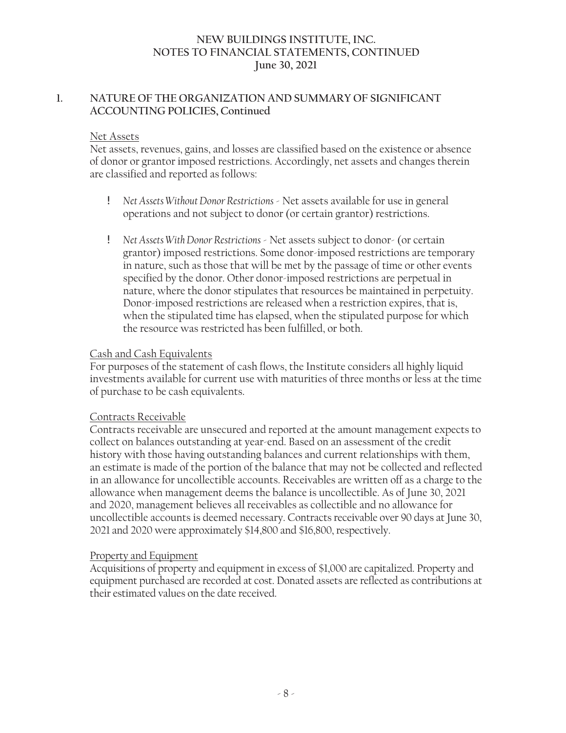## 1. NATURE OF THE ORGANIZATION AND SUMMARY OF SIGNIFICANT ACCOUNTING POLICIES, Continued

Net Assets

Net assets, revenues, gains, and losses are classified based on the existence or absence of donor or grantor imposed restrictions. Accordingly, net assets and changes therein are classified and reported as follows:

- *Net Assets Without Donor Restrictions* - Net assets available for use in general operations and not subject to donor (or certain grantor) restrictions.

- *Net Assets With Donor Restrictions* - Net assets subject to donor- (or certain grantor) imposed restrictions. Some donor-imposed restrictions are temporary in nature, such as those that will be met by the passage of time or other events specified by the donor. Other donor-imposed restrictions are perpetual in nature, where the donor stipulates that resources be maintained in perpetuity. Donor-imposed restrictions are released when a restriction expires, that is, when the stipulated time has elapsed, when the stipulated purpose for which the resource was restricted has been fulfilled, or both.

Cash and Cash Equivalents

For purposes of the statement of cash flows, the Institute considers all highly liquid investments available for current use with maturities of three months or less at the time of purchase to be cash equivalents.

Contracts Receivable

Contracts receivable are unsecured and reported at the amount management expects to collect on balances outstanding at year-end. Based on an assessment of the credit history with those having outstanding balances and current relationships with them, an estimate is made of the portion of the balance that may not be collected and reflected in an allowance for uncollectible accounts. Receivables are written off as a charge to the allowance when management deems the balance is uncollectible. As of June 30, 2021 and 2020, management believes all receivables as collectible and no allowance for uncollectible accounts is deemed necessary. Contracts receivable over 90 days at June 30, 2021 and 2020 were approximately $14,800 and $16,800, respectively.

Property and Equipment

Acquisitions of property and equipment in excess of $1,000 are capitalized. Property and equipment purchased are recorded at cost. Donated assets are reflected as contributions at their estimated values on the date received.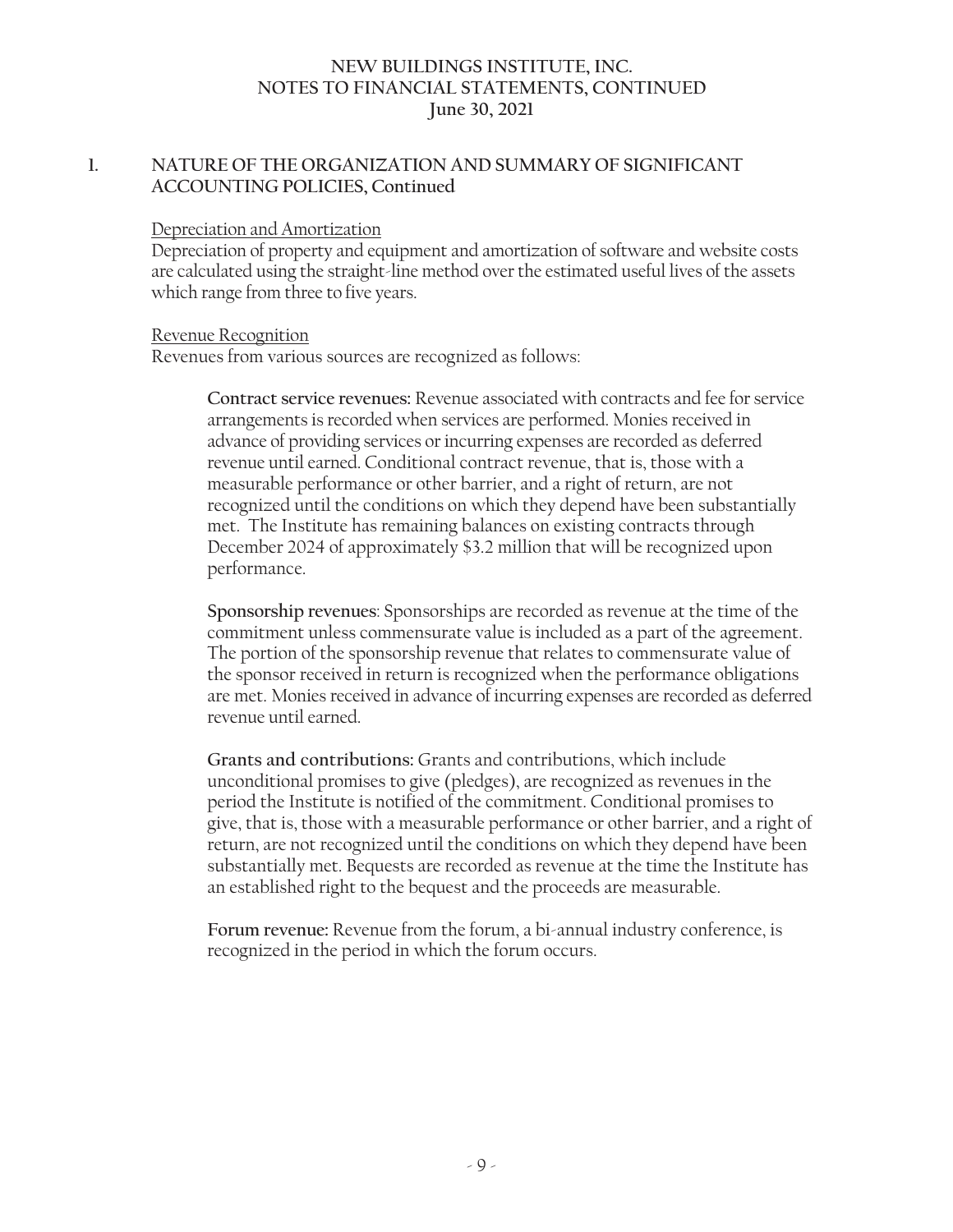## 1. NATURE OF THE ORGANIZATION AND SUMMARY OF SIGNIFICANT ACCOUNTING POLICIES, Continued

Depreciation and Amortization

Depreciation of property and equipment and amortization of software and website costs are calculated using the straight-line method over the estimated useful lives of the assets which range from three to five years.

Revenue Recognition

Revenues from various sources are recognized as follows:

**Contract service revenues:** Revenue associated with contracts and fee for service arrangements is recorded when services are performed. Monies received in advance of providing services or incurring expenses are recorded as deferred revenue until earned. Conditional contract revenue, that is, those with a measurable performance or other barrier, and a right of return, are not recognized until the conditions on which they depend have been substantially met. The Institute has remaining balances on existing contracts through December 2024 of approximately $3.2 million that will be recognized upon performance.

**Sponsorship revenues**: Sponsorships are recorded as revenue at the time of the commitment unless commensurate value is included as a part of the agreement. The portion of the sponsorship revenue that relates to commensurate value of the sponsor received in return is recognized when the performance obligations are met. Monies received in advance of incurring expenses are recorded as deferred revenue until earned.

**Grants and contributions:** Grants and contributions, which include unconditional promises to give (pledges), are recognized as revenues in the period the Institute is notified of the commitment. Conditional promises to give, that is, those with a measurable performance or other barrier, and a right of return, are not recognized until the conditions on which they depend have been substantially met. Bequests are recorded as revenue at the time the Institute has an established right to the bequest and the proceeds are measurable.

**Forum revenue:** Revenue from the forum, a bi-annual industry conference, is recognized in the period in which the forum occurs.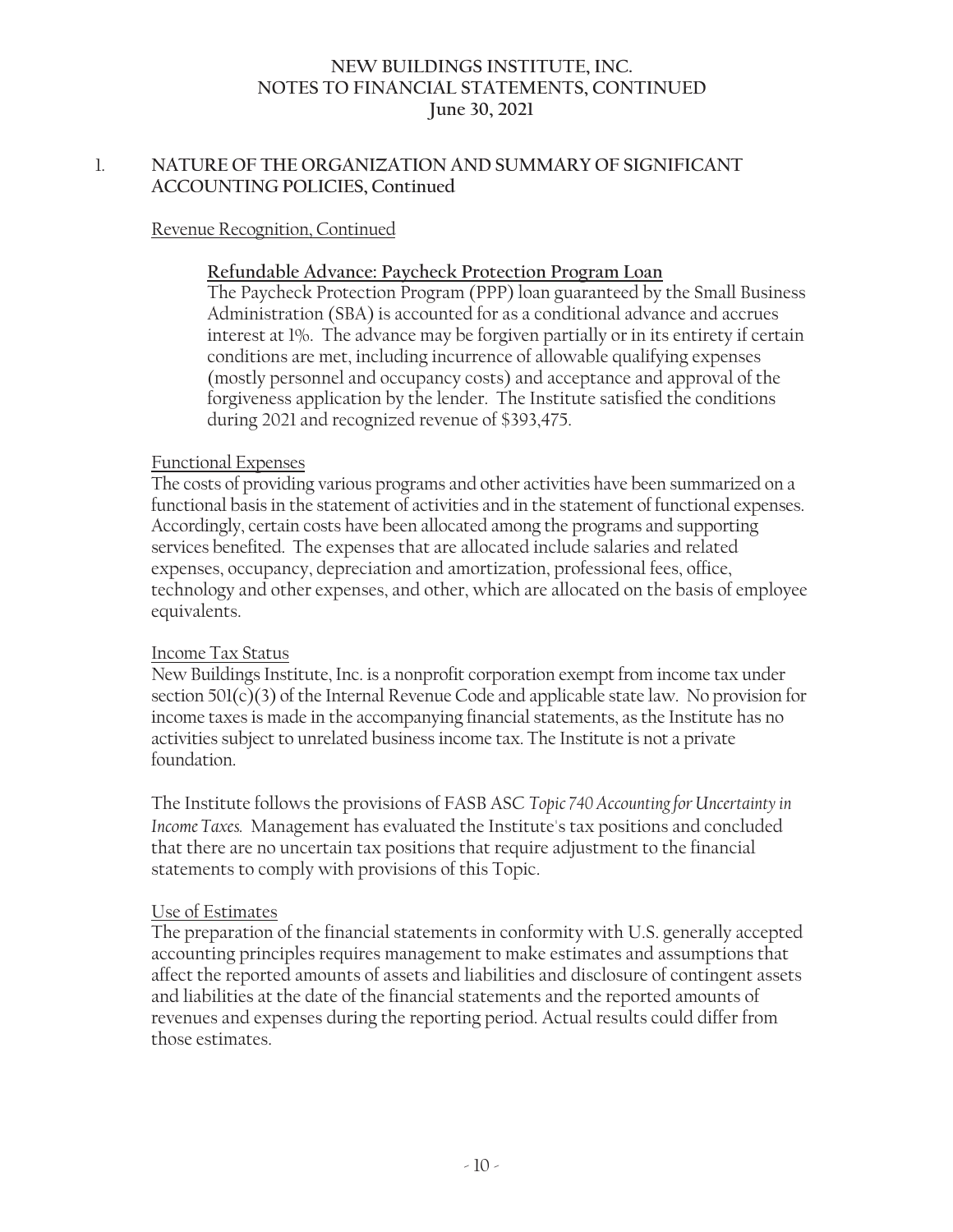## 1. NATURE OF THE ORGANIZATION AND SUMMARY OF SIGNIFICANT ACCOUNTING POLICIES, Continued

Revenue Recognition, Continued

**Refundable Advance: Paycheck Protection Program Loan**

The Paycheck Protection Program (PPP) loan guaranteed by the Small Business Administration (SBA) is accounted for as a conditional advance and accrues interest at 1%. The advance may be forgiven partially or in its entirety if certain conditions are met, including incurrence of allowable qualifying expenses (mostly personnel and occupancy costs) and acceptance and approval of the forgiveness application by the lender. The Institute satisfied the conditions during 2021 and recognized revenue of $393,475.

Functional Expenses

The costs of providing various programs and other activities have been summarized on a functional basis in the statement of activities and in the statement of functional expenses. Accordingly, certain costs have been allocated among the programs and supporting services benefited. The expenses that are allocated include salaries and related expenses, occupancy, depreciation and amortization, professional fees, office, technology and other expenses, and other, which are allocated on the basis of employee equivalents.

Income Tax Status

New Buildings Institute, Inc. is a nonprofit corporation exempt from income tax under section 501(c)(3) of the Internal Revenue Code and applicable state law. No provision for income taxes is made in the accompanying financial statements, as the Institute has no activities subject to unrelated business income tax. The Institute is not a private foundation.

The Institute follows the provisions of FASB ASC *Topic 740 Accounting for Uncertainty in Income Taxes.* Management has evaluated the Institute's tax positions and concluded that there are no uncertain tax positions that require adjustment to the financial statements to comply with provisions of this Topic.

Use of Estimates

The preparation of the financial statements in conformity with U.S. generally accepted accounting principles requires management to make estimates and assumptions that affect the reported amounts of assets and liabilities and disclosure of contingent assets and liabilities at the date of the financial statements and the reported amounts of revenues and expenses during the reporting period. Actual results could differ from those estimates.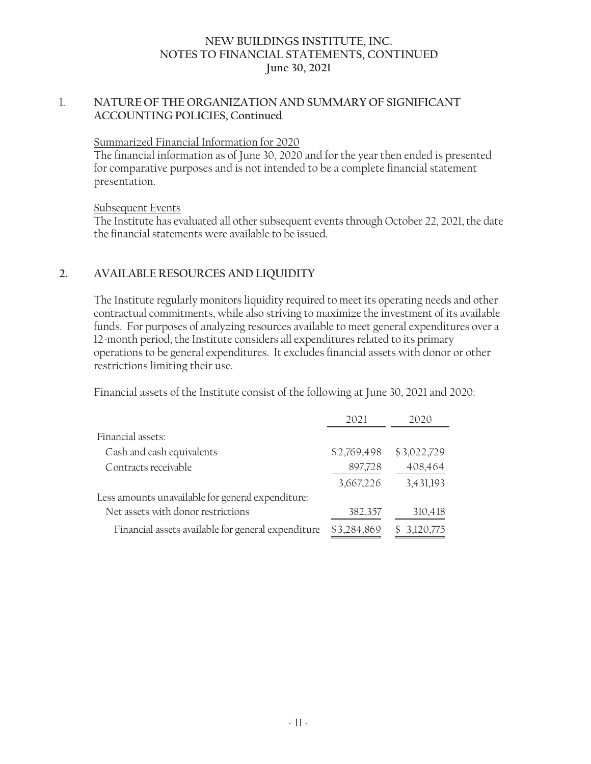# NEW BUILDINGS INSTITUTE, INC.
## NOTES TO FINANCIAL STATEMENTS, CONTINUED
### June 30, 2021

## 1. NATURE OF THE ORGANIZATION AND SUMMARY OF SIGNIFICANT ACCOUNTING POLICIES, Continued

Summarized Financial Information for 2020

The financial information as of June 30, 2020 and for the year then ended is presented for comparative purposes and is not intended to be a complete financial statement presentation.

Subsequent Events

The Institute has evaluated all other subsequent events through October 22, 2021, the date the financial statements were available to be issued.

## 2. AVAILABLE RESOURCES AND LIQUIDITY

The Institute regularly monitors liquidity required to meet its operating needs and other contractual commitments, while also striving to maximize the investment of its available funds. For purposes of analyzing resources available to meet general expenditures over a 12-month period, the Institute considers all expenditures related to its primary operations to be general expenditures. It excludes financial assets with donor or other restrictions limiting their use.

Financial assets of the Institute consist of the following at June 30, 2021 and 2020:

| | 2021 | 2020 |
|---|---|---|
| Financial assets: | | |
| Cash and cash equivalents | $2,769,498 | $3,022,729 |
| Contracts receivable | 897,728 | 408,464 |
| | 3,667,226 | 3,431,193 |
| Less amounts unavailable for general expenditure: | | |
| Net assets with donor restrictions | 382,357 | 310,418 |
| Financial assets available for general expenditure | $3,284,869 | $ 3,120,775 |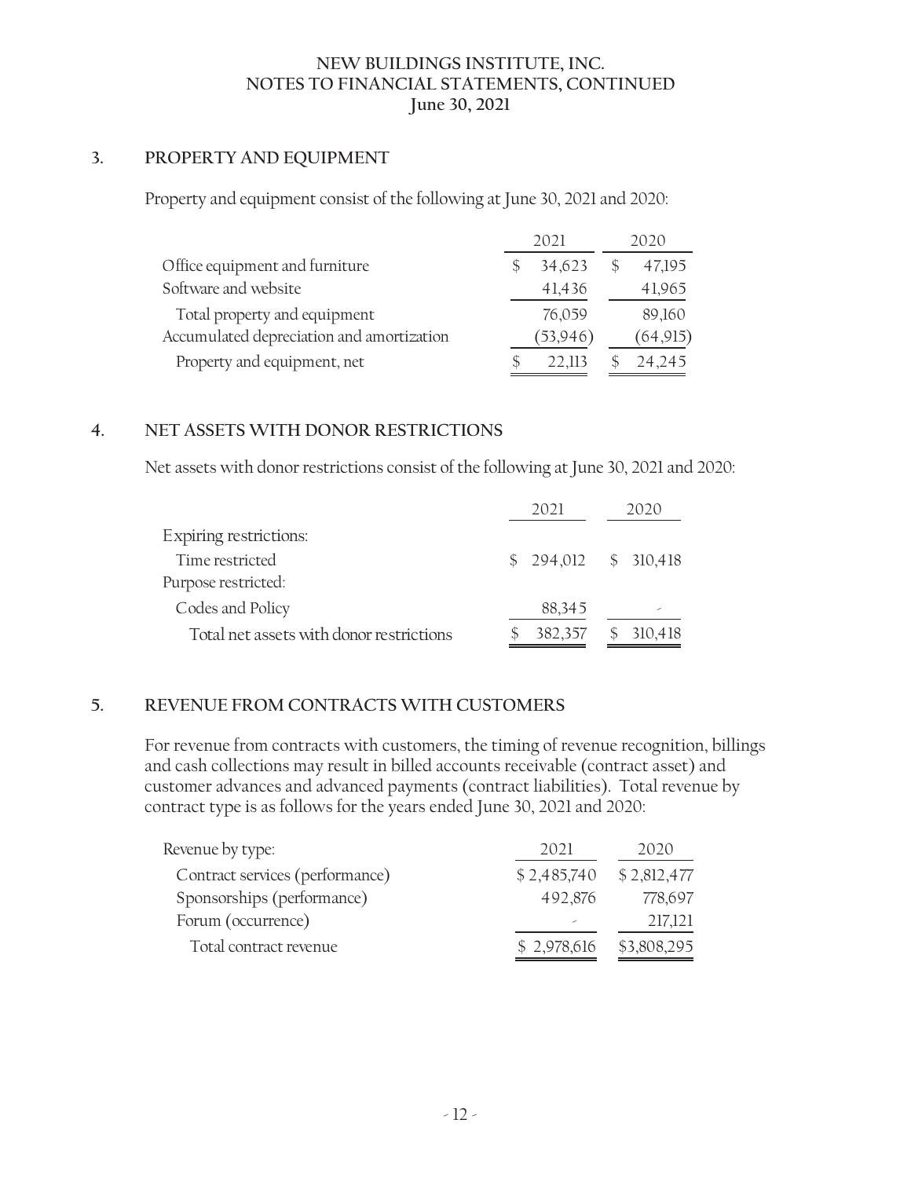# NEW BUILDINGS INSTITUTE, INC.
## NOTES TO FINANCIAL STATEMENTS, CONTINUED
### June 30, 2021

## 3. PROPERTY AND EQUIPMENT

Property and equipment consist of the following at June 30, 2021 and 2020:

| | 2021 | 2020 |
|---|---|---|
| Office equipment and furniture | $ 34,623 | $ 47,195 |
| Software and website | 41,436 | 41,965 |
| Total property and equipment | 76,059 | 89,160 |
| Accumulated depreciation and amortization | (53,946) | (64,915) |
| Property and equipment, net | $ 22,113 | $ 24,245 |

## 4. NET ASSETS WITH DONOR RESTRICTIONS

Net assets with donor restrictions consist of the following at June 30, 2021 and 2020:

| | 2021 | 2020 |
|---|---|---|
| Expiring restrictions: | | |
| Time restricted | $ 294,012 | $ 310,418 |
| Purpose restricted: | | |
| Codes and Policy | 88,345 | - |
| Total net assets with donor restrictions | $ 382,357 | $ 310,418 |

## 5. REVENUE FROM CONTRACTS WITH CUSTOMERS

For revenue from contracts with customers, the timing of revenue recognition, billings and cash collections may result in billed accounts receivable (contract asset) and customer advances and advanced payments (contract liabilities). Total revenue by contract type is as follows for the years ended June 30, 2021 and 2020:

| Revenue by type: | 2021 | 2020 |
|---|---|---|
| Contract services (performance) | $ 2,485,740 | $ 2,812,477 |
| Sponsorships (performance) | 492,876 | 778,697 |
| Forum (occurrence) | - | 217,121 |
| Total contract revenue | $ 2,978,616 | $3,808,295 |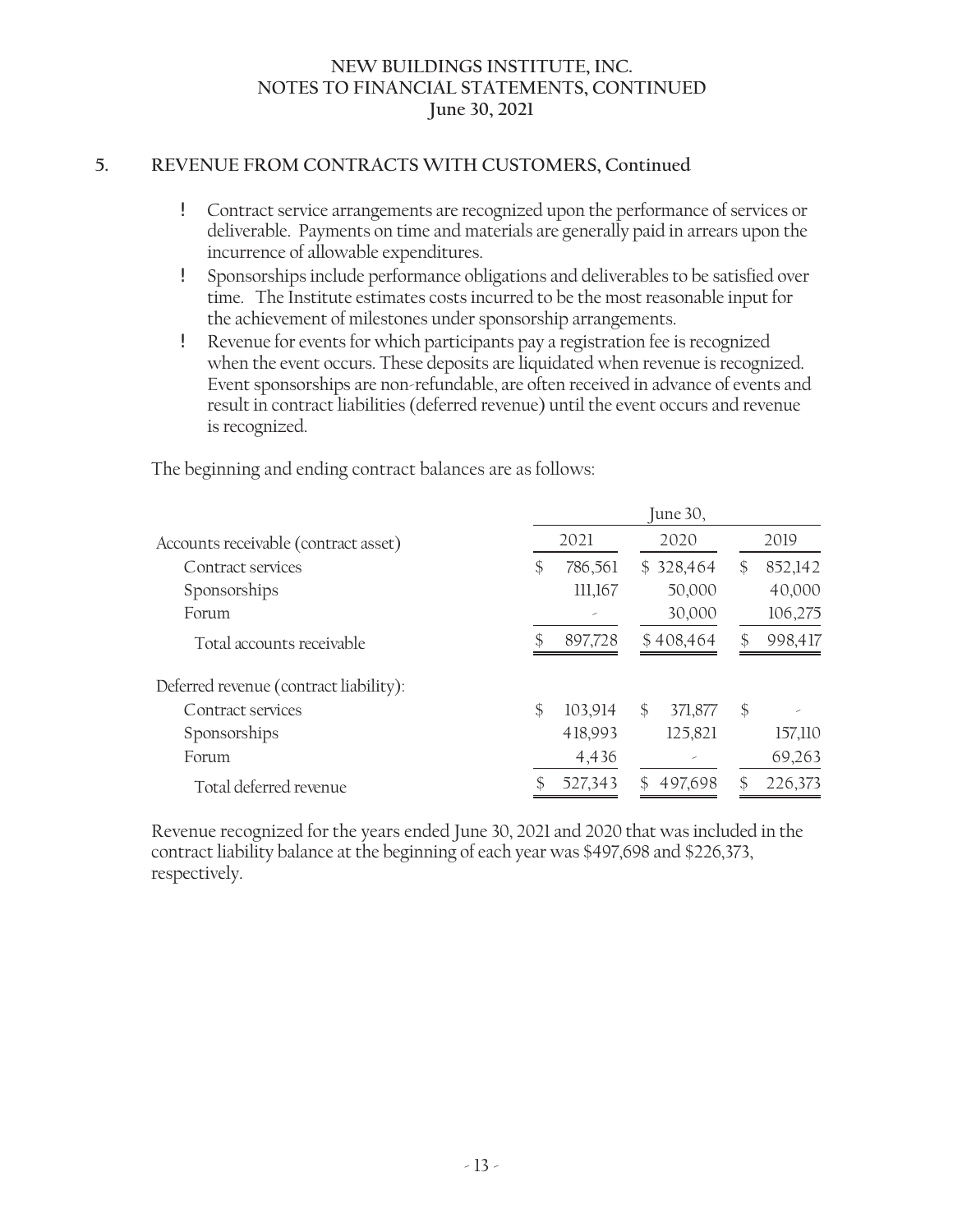## 5. REVENUE FROM CONTRACTS WITH CUSTOMERS, Continued

- Contract service arrangements are recognized upon the performance of services or deliverable. Payments on time and materials are generally paid in arrears upon the incurrence of allowable expenditures.
- Sponsorships include performance obligations and deliverables to be satisfied over time. The Institute estimates costs incurred to be the most reasonable input for the achievement of milestones under sponsorship arrangements.
- Revenue for events for which participants pay a registration fee is recognized when the event occurs. These deposits are liquidated when revenue is recognized. Event sponsorships are non-refundable, are often received in advance of events and result in contract liabilities (deferred revenue) until the event occurs and revenue is recognized.

The beginning and ending contract balances are as follows:

| | June 30, | | |
|---|---|---|---|
| Accounts receivable (contract asset) | 2021 | 2020 | 2019 |
| Contract services | $ 786,561 | $ 328,464 | $ 852,142 |
| Sponsorships | 111,167 | 50,000 | 40,000 |
| Forum | - | 30,000 | 106,275 |
| Total accounts receivable | $ 897,728 | $ 408,464 | $ 998,417 |
| Deferred revenue (contract liability): | | | |
| Contract services | $ 103,914 | $ 371,877 | $ - |
| Sponsorships | 418,993 | 125,821 | 157,110 |
| Forum | 4,436 | - | 69,263 |
| Total deferred revenue | $ 527,343 | $ 497,698 | $ 226,373 |

Revenue recognized for the years ended June 30, 2021 and 2020 that was included in the contract liability balance at the beginning of each year was $497,698 and $226,373, respectively.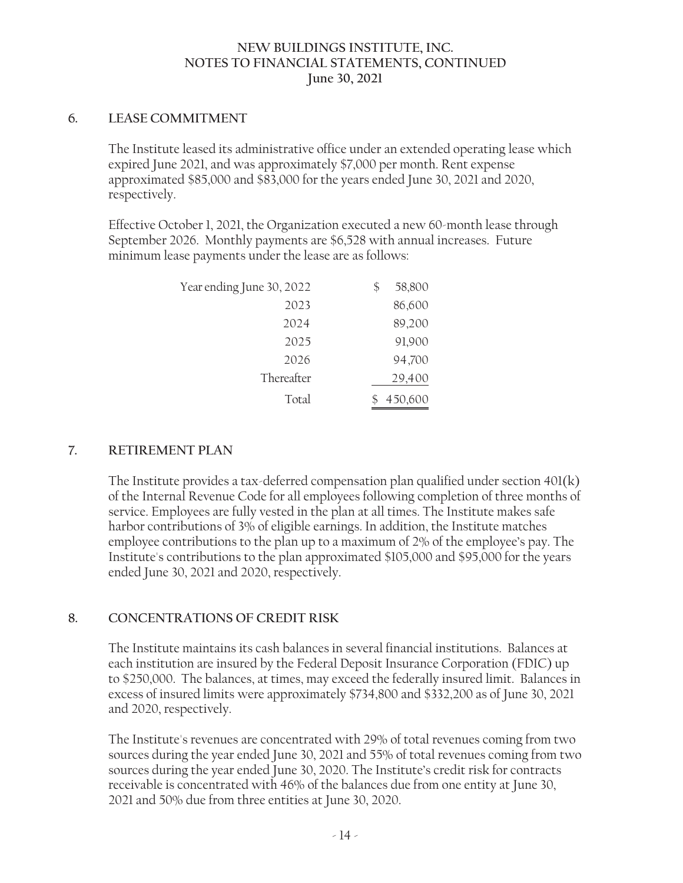## 6. LEASE COMMITMENT

The Institute leased its administrative office under an extended operating lease which expired June 2021, and was approximately $7,000 per month. Rent expense approximated $85,000 and $83,000 for the years ended June 30, 2021 and 2020, respectively.

Effective October 1, 2021, the Organization executed a new 60-month lease through September 2026. Monthly payments are $6,528 with annual increases. Future minimum lease payments under the lease are as follows:

| | |
|---|---|
| Year ending June 30, 2022 | $ 58,800 |
| 2023 | 86,600 |
| 2024 | 89,200 |
| 2025 | 91,900 |
| 2026 | 94,700 |
| Thereafter | 29,400 |
| Total | $ 450,600 |

## 7. RETIREMENT PLAN

The Institute provides a tax-deferred compensation plan qualified under section 401(k) of the Internal Revenue Code for all employees following completion of three months of service. Employees are fully vested in the plan at all times. The Institute makes safe harbor contributions of 3% of eligible earnings. In addition, the Institute matches employee contributions to the plan up to a maximum of 2% of the employee's pay. The Institute's contributions to the plan approximated $105,000 and $95,000 for the years ended June 30, 2021 and 2020, respectively.

## 8. CONCENTRATIONS OF CREDIT RISK

The Institute maintains its cash balances in several financial institutions. Balances at each institution are insured by the Federal Deposit Insurance Corporation (FDIC) up to $250,000. The balances, at times, may exceed the federally insured limit. Balances in excess of insured limits were approximately $734,800 and $332,200 as of June 30, 2021 and 2020, respectively.

The Institute's revenues are concentrated with 29% of total revenues coming from two sources during the year ended June 30, 2021 and 55% of total revenues coming from two sources during the year ended June 30, 2020. The Institute's credit risk for contracts receivable is concentrated with 46% of the balances due from one entity at June 30, 2021 and 50% due from three entities at June 30, 2020.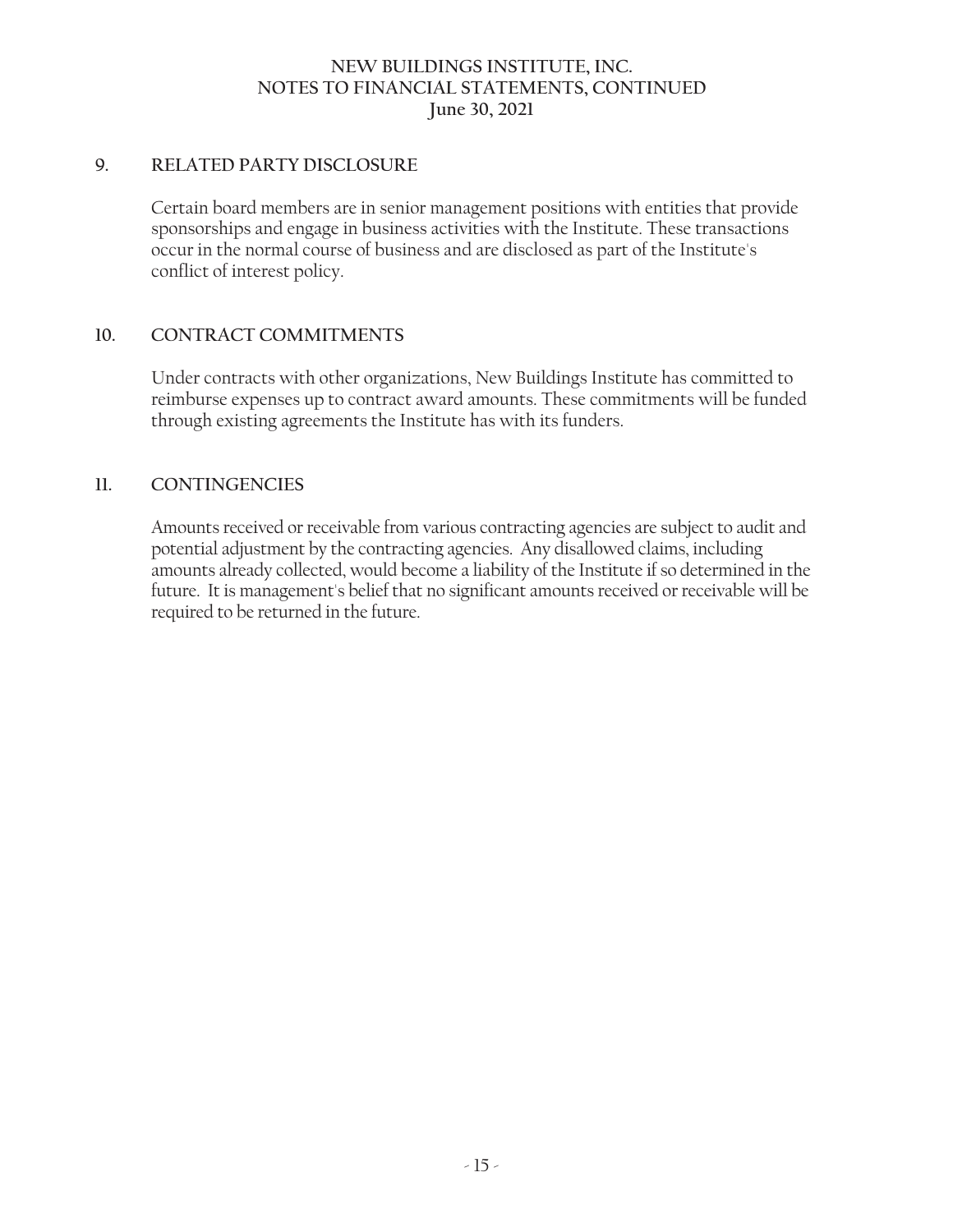## 9. RELATED PARTY DISCLOSURE

Certain board members are in senior management positions with entities that provide sponsorships and engage in business activities with the Institute. These transactions occur in the normal course of business and are disclosed as part of the Institute's conflict of interest policy.

## 10. CONTRACT COMMITMENTS

Under contracts with other organizations, New Buildings Institute has committed to reimburse expenses up to contract award amounts. These commitments will be funded through existing agreements the Institute has with its funders.

## 11. CONTINGENCIES

Amounts received or receivable from various contracting agencies are subject to audit and potential adjustment by the contracting agencies. Any disallowed claims, including amounts already collected, would become a liability of the Institute if so determined in the future. It is management's belief that no significant amounts received or receivable will be required to be returned in the future.